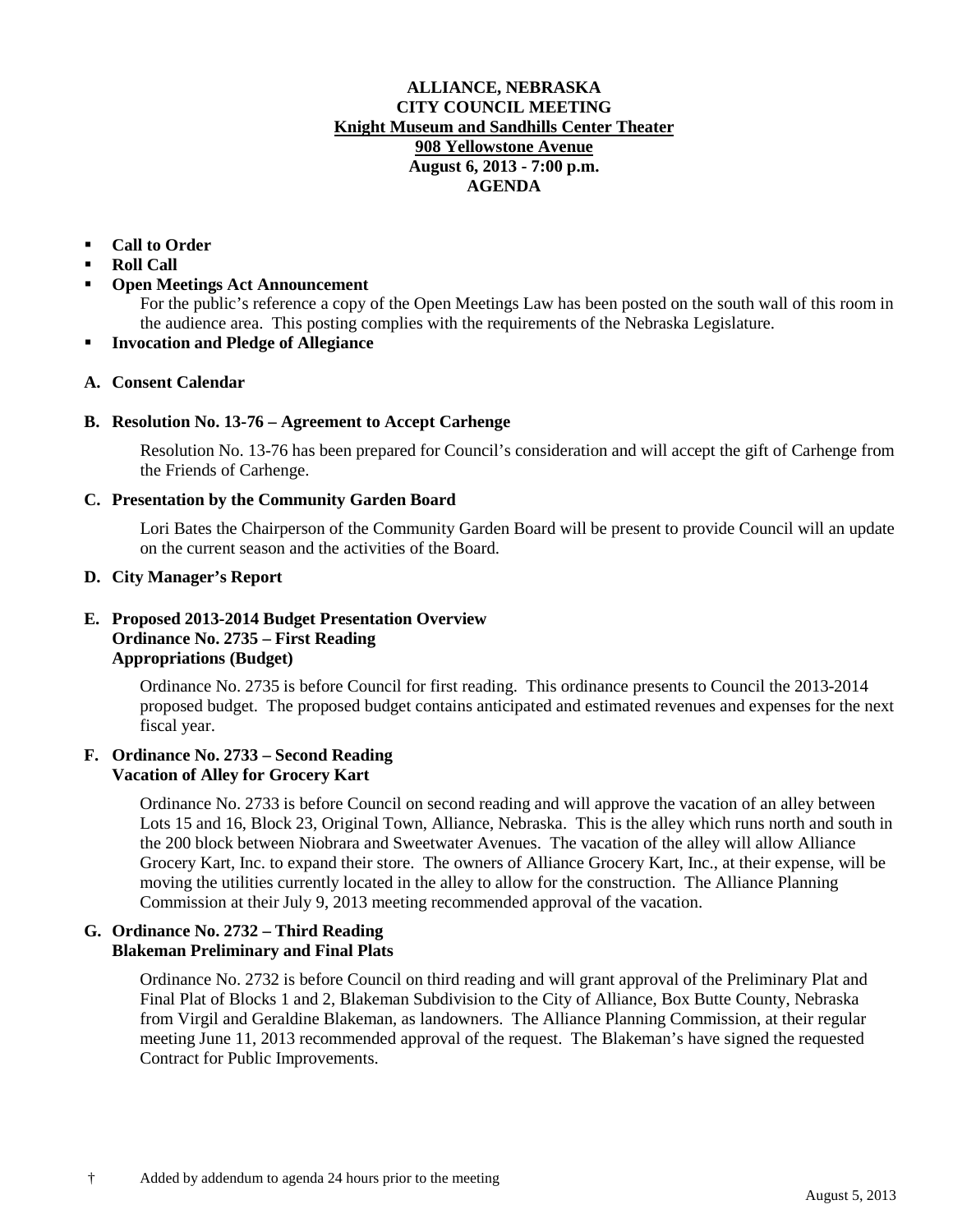# ALLIANCE, NEBRASKA
## CITY COUNCIL MEETING
**Knight Museum and Sandhills Center Theater**
**908 Yellowstone Avenue**
**August 6, 2013 - 7:00 p.m.**
**AGENDA**

- **Call to Order**
- **Roll Call**
- **Open Meetings Act Announcement**
  For the public's reference a copy of the Open Meetings Law has been posted on the south wall of this room in the audience area. This posting complies with the requirements of the Nebraska Legislature.
- **Invocation and Pledge of Allegiance**

**A. Consent Calendar**

**B. Resolution No. 13-76 – Agreement to Accept Carhenge**

Resolution No. 13-76 has been prepared for Council's consideration and will accept the gift of Carhenge from the Friends of Carhenge.

**C. Presentation by the Community Garden Board**

Lori Bates the Chairperson of the Community Garden Board will be present to provide Council will an update on the current season and the activities of the Board.

**D. City Manager's Report**

**E. Proposed 2013-2014 Budget Presentation Overview**
**Ordinance No. 2735 – First Reading**
**Appropriations (Budget)**

Ordinance No. 2735 is before Council for first reading. This ordinance presents to Council the 2013-2014 proposed budget. The proposed budget contains anticipated and estimated revenues and expenses for the next fiscal year.

**F. Ordinance No. 2733 – Second Reading**
**Vacation of Alley for Grocery Kart**

Ordinance No. 2733 is before Council on second reading and will approve the vacation of an alley between Lots 15 and 16, Block 23, Original Town, Alliance, Nebraska. This is the alley which runs north and south in the 200 block between Niobrara and Sweetwater Avenues. The vacation of the alley will allow Alliance Grocery Kart, Inc. to expand their store. The owners of Alliance Grocery Kart, Inc., at their expense, will be moving the utilities currently located in the alley to allow for the construction. The Alliance Planning Commission at their July 9, 2013 meeting recommended approval of the vacation.

**G. Ordinance No. 2732 – Third Reading**
**Blakeman Preliminary and Final Plats**

Ordinance No. 2732 is before Council on third reading and will grant approval of the Preliminary Plat and Final Plat of Blocks 1 and 2, Blakeman Subdivision to the City of Alliance, Box Butte County, Nebraska from Virgil and Geraldine Blakeman, as landowners. The Alliance Planning Commission, at their regular meeting June 11, 2013 recommended approval of the request. The Blakeman's have signed the requested Contract for Public Improvements.

† Added by addendum to agenda 24 hours prior to the meeting

August 5, 2013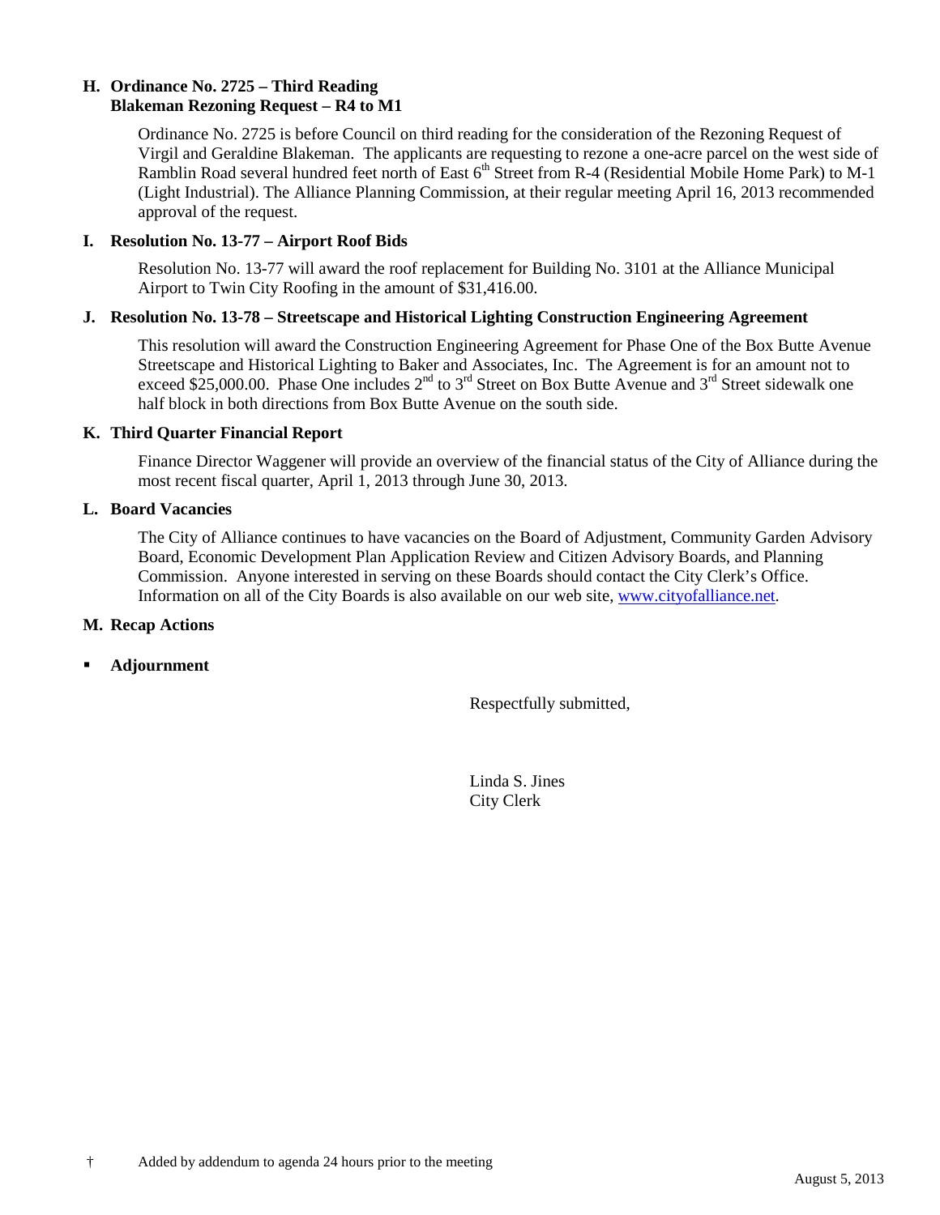**H. Ordinance No. 2725 – Third Reading**
**Blakeman Rezoning Request – R4 to M1**

Ordinance No. 2725 is before Council on third reading for the consideration of the Rezoning Request of Virgil and Geraldine Blakeman. The applicants are requesting to rezone a one-acre parcel on the west side of Ramblin Road several hundred feet north of East 6th Street from R-4 (Residential Mobile Home Park) to M-1 (Light Industrial). The Alliance Planning Commission, at their regular meeting April 16, 2013 recommended approval of the request.

**I. Resolution No. 13-77 – Airport Roof Bids**

Resolution No. 13-77 will award the roof replacement for Building No. 3101 at the Alliance Municipal Airport to Twin City Roofing in the amount of $31,416.00.

**J. Resolution No. 13-78 – Streetscape and Historical Lighting Construction Engineering Agreement**

This resolution will award the Construction Engineering Agreement for Phase One of the Box Butte Avenue Streetscape and Historical Lighting to Baker and Associates, Inc. The Agreement is for an amount not to exceed $25,000.00. Phase One includes 2nd to 3rd Street on Box Butte Avenue and 3rd Street sidewalk one half block in both directions from Box Butte Avenue on the south side.

**K. Third Quarter Financial Report**

Finance Director Waggener will provide an overview of the financial status of the City of Alliance during the most recent fiscal quarter, April 1, 2013 through June 30, 2013.

**L. Board Vacancies**

The City of Alliance continues to have vacancies on the Board of Adjustment, Community Garden Advisory Board, Economic Development Plan Application Review and Citizen Advisory Boards, and Planning Commission. Anyone interested in serving on these Boards should contact the City Clerk's Office. Information on all of the City Boards is also available on our web site, www.cityofalliance.net.

**M. Recap Actions**

- **Adjournment**

Respectfully submitted,

Linda S. Jines
City Clerk

† Added by addendum to agenda 24 hours prior to the meeting

August 5, 2013